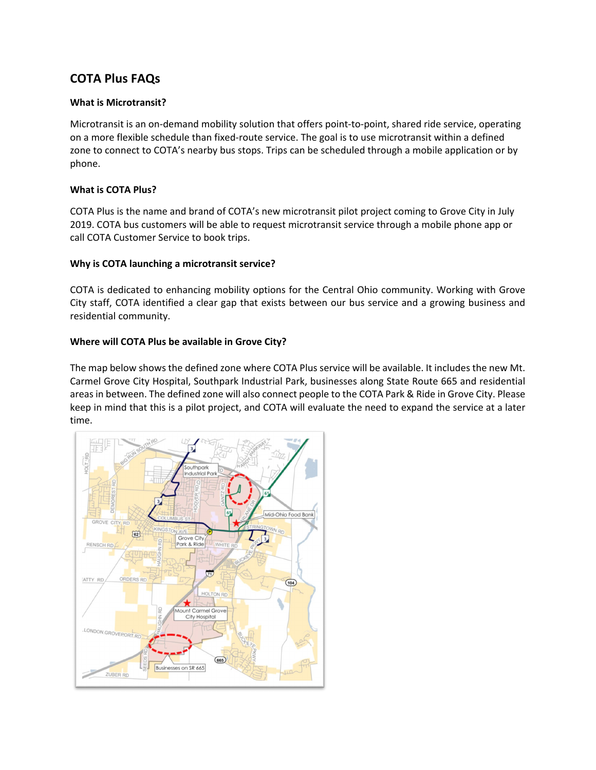## COTA Plus FAQs

### What is Microtransit?

Microtransit is an on-demand mobility solution that offers point-to-point, shared ride service, operating on a more flexible schedule than fixed-route service. The goal is to use microtransit within a defined zone to connect to COTA's nearby bus stops. Trips can be scheduled through a mobile application or by phone.

### What is COTA Plus?

COTA Plus is the name and brand of COTA's new microtransit pilot project coming to Grove City in July 2019. COTA bus customers will be able to request microtransit service through a mobile phone app or call COTA Customer Service to book trips.

### Why is COTA launching a microtransit service?

COTA is dedicated to enhancing mobility options for the Central Ohio community. Working with Grove City staff, COTA identified a clear gap that exists between our bus service and a growing business and residential community.

### Where will COTA Plus be available in Grove City?

The map below shows the defined zone where COTA Plus service will be available. It includes the new Mt. Carmel Grove City Hospital, Southpark Industrial Park, businesses along State Route 665 and residential areas in between. The defined zone will also connect people to the COTA Park & Ride in Grove City. Please keep in mind that this is a pilot project, and COTA will evaluate the need to expand the service at a later time.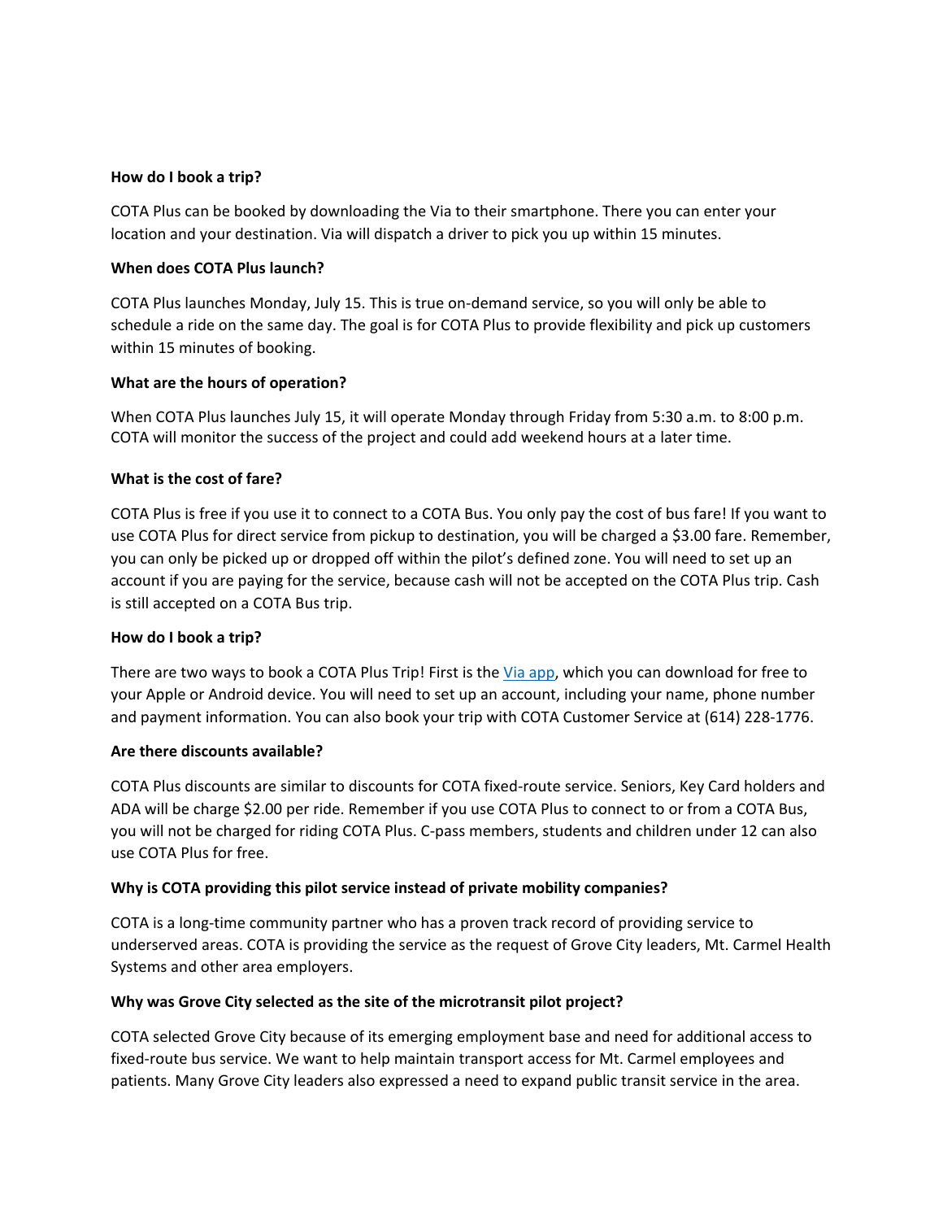**How do I book a trip?**

COTA Plus can be booked by downloading the Via to their smartphone. There you can enter your location and your destination. Via will dispatch a driver to pick you up within 15 minutes.

**When does COTA Plus launch?**

COTA Plus launches Monday, July 15. This is true on-demand service, so you will only be able to schedule a ride on the same day. The goal is for COTA Plus to provide flexibility and pick up customers within 15 minutes of booking.

**What are the hours of operation?**

When COTA Plus launches July 15, it will operate Monday through Friday from 5:30 a.m. to 8:00 p.m. COTA will monitor the success of the project and could add weekend hours at a later time.

**What is the cost of fare?**

COTA Plus is free if you use it to connect to a COTA Bus. You only pay the cost of bus fare! If you want to use COTA Plus for direct service from pickup to destination, you will be charged a $3.00 fare. Remember, you can only be picked up or dropped off within the pilot's defined zone. You will need to set up an account if you are paying for the service, because cash will not be accepted on the COTA Plus trip. Cash is still accepted on a COTA Bus trip.

**How do I book a trip?**

There are two ways to book a COTA Plus Trip! First is the Via app, which you can download for free to your Apple or Android device. You will need to set up an account, including your name, phone number and payment information. You can also book your trip with COTA Customer Service at (614) 228-1776.

**Are there discounts available?**

COTA Plus discounts are similar to discounts for COTA fixed-route service. Seniors, Key Card holders and ADA will be charge $2.00 per ride. Remember if you use COTA Plus to connect to or from a COTA Bus, you will not be charged for riding COTA Plus. C-pass members, students and children under 12 can also use COTA Plus for free.

**Why is COTA providing this pilot service instead of private mobility companies?**

COTA is a long-time community partner who has a proven track record of providing service to underserved areas. COTA is providing the service as the request of Grove City leaders, Mt. Carmel Health Systems and other area employers.

**Why was Grove City selected as the site of the microtransit pilot project?**

COTA selected Grove City because of its emerging employment base and need for additional access to fixed-route bus service. We want to help maintain transport access for Mt. Carmel employees and patients. Many Grove City leaders also expressed a need to expand public transit service in the area.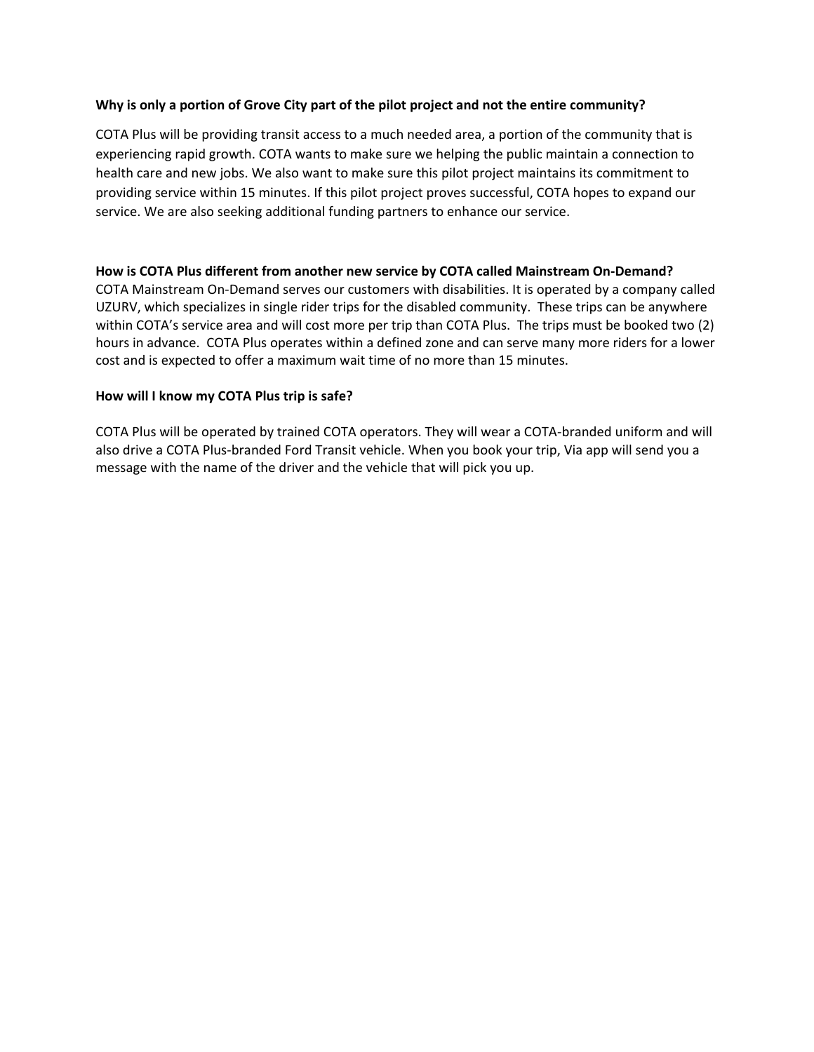**Why is only a portion of Grove City part of the pilot project and not the entire community?**

COTA Plus will be providing transit access to a much needed area, a portion of the community that is experiencing rapid growth. COTA wants to make sure we helping the public maintain a connection to health care and new jobs. We also want to make sure this pilot project maintains its commitment to providing service within 15 minutes. If this pilot project proves successful, COTA hopes to expand our service. We are also seeking additional funding partners to enhance our service.

**How is COTA Plus different from another new service by COTA called Mainstream On-Demand?**

COTA Mainstream On-Demand serves our customers with disabilities. It is operated by a company called UZURV, which specializes in single rider trips for the disabled community. These trips can be anywhere within COTA's service area and will cost more per trip than COTA Plus. The trips must be booked two (2) hours in advance. COTA Plus operates within a defined zone and can serve many more riders for a lower cost and is expected to offer a maximum wait time of no more than 15 minutes.

**How will I know my COTA Plus trip is safe?**

COTA Plus will be operated by trained COTA operators. They will wear a COTA-branded uniform and will also drive a COTA Plus-branded Ford Transit vehicle. When you book your trip, Via app will send you a message with the name of the driver and the vehicle that will pick you up.